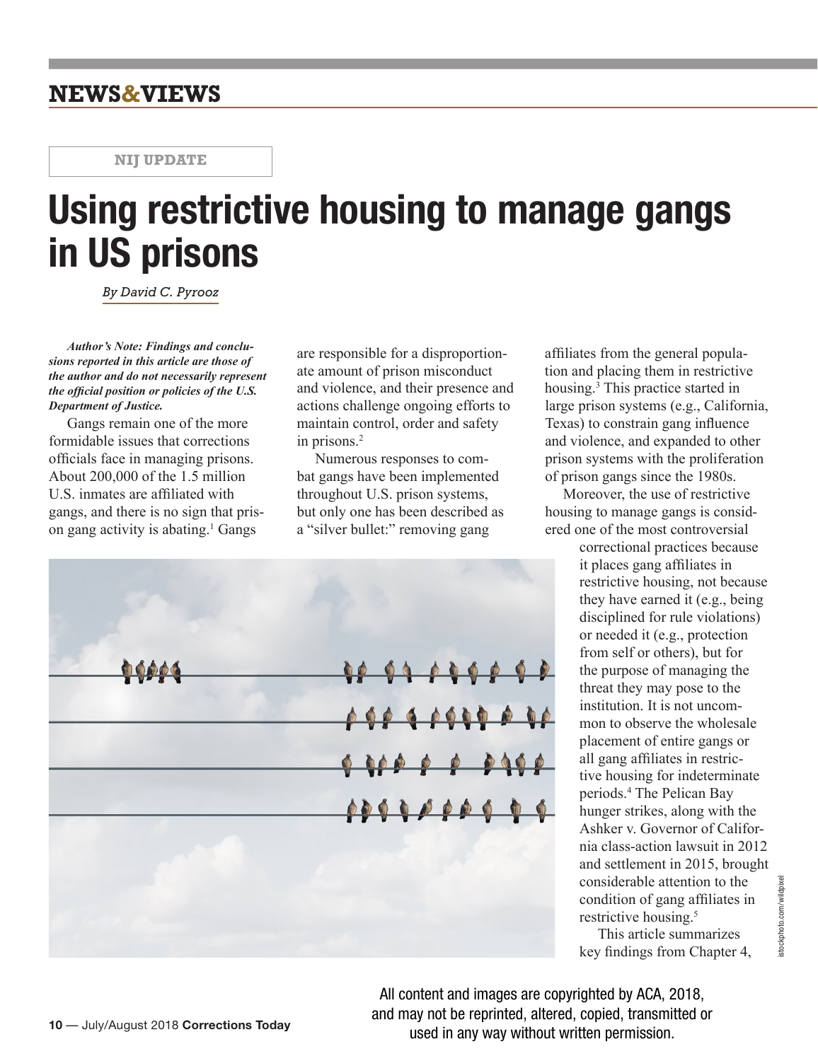NEWS&VIEWS

NIJ UPDATE

# Using restrictive housing to manage gangs in US prisons

*By David C. Pyrooz*

***Author's Note: Findings and conclusions reported in this article are those of the author and do not necessarily represent the official position or policies of the U.S. Department of Justice.***

Gangs remain one of the more formidable issues that corrections officials face in managing prisons. About 200,000 of the 1.5 million U.S. inmates are affiliated with gangs, and there is no sign that prison gang activity is abating.[1] Gangs are responsible for a disproportionate amount of prison misconduct and violence, and their presence and actions challenge ongoing efforts to maintain control, order and safety in prisons.[2]

Numerous responses to combat gangs have been implemented throughout U.S. prison systems, but only one has been described as a "silver bullet:" removing gang affiliates from the general population and placing them in restrictive housing.[3] This practice started in large prison systems (e.g., California, Texas) to constrain gang influence and violence, and expanded to other prison systems with the proliferation of prison gangs since the 1980s.

Moreover, the use of restrictive housing to manage gangs is considered one of the most controversial correctional practices because it places gang affiliates in restrictive housing, not because they have earned it (e.g., being disciplined for rule violations) or needed it (e.g., protection from self or others), but for the purpose of managing the threat they may pose to the institution. It is not uncommon to observe the wholesale placement of entire gangs or all gang affiliates in restrictive housing for indeterminate periods.[4] The Pelican Bay hunger strikes, along with the Ashker v. Governor of California class-action lawsuit in 2012 and settlement in 2015, brought considerable attention to the condition of gang affiliates in restrictive housing.[5]

This article summarizes key findings from Chapter 4,

istockphoto.com/wildpixel

All content and images are copyrighted by ACA, 2018, and may not be reprinted, altered, copied, transmitted or used in any way without written permission.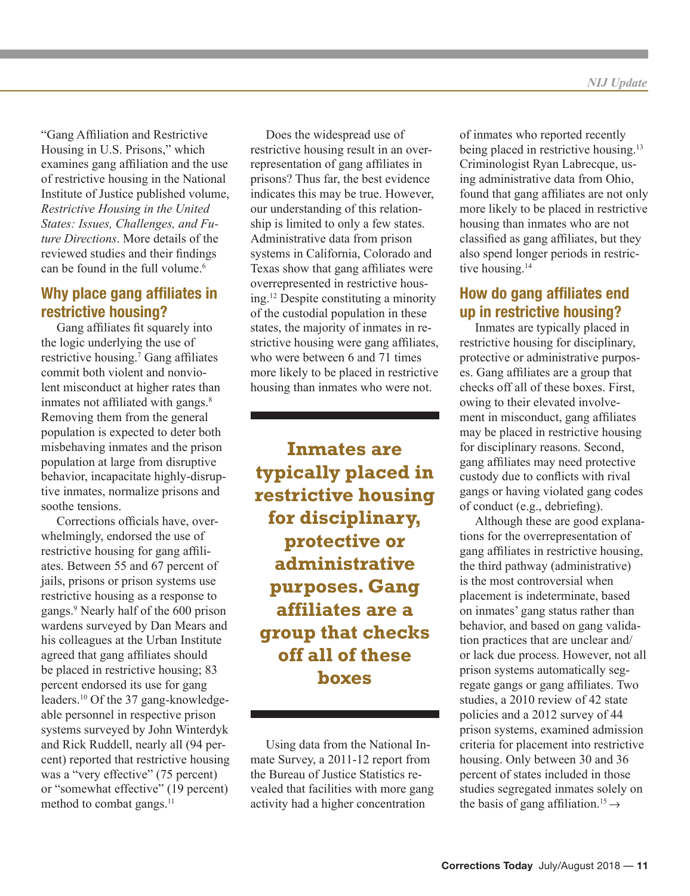"Gang Affiliation and Restrictive Housing in U.S. Prisons," which examines gang affiliation and the use of restrictive housing in the National Institute of Justice published volume, *Restrictive Housing in the United States: Issues, Challenges, and Future Directions*. More details of the reviewed studies and their findings can be found in the full volume.[6]

## Why place gang affiliates in restrictive housing?

Gang affiliates fit squarely into the logic underlying the use of restrictive housing.[7] Gang affiliates commit both violent and nonviolent misconduct at higher rates than inmates not affiliated with gangs.[8] Removing them from the general population is expected to deter both misbehaving inmates and the prison population at large from disruptive behavior, incapacitate highly-disruptive inmates, normalize prisons and soothe tensions.

Corrections officials have, overwhelmingly, endorsed the use of restrictive housing for gang affiliates. Between 55 and 67 percent of jails, prisons or prison systems use restrictive housing as a response to gangs.[9] Nearly half of the 600 prison wardens surveyed by Dan Mears and his colleagues at the Urban Institute agreed that gang affiliates should be placed in restrictive housing; 83 percent endorsed its use for gang leaders.[10] Of the 37 gang-knowledgeable personnel in respective prison systems surveyed by John Winterdyk and Rick Ruddell, nearly all (94 percent) reported that restrictive housing was a "very effective" (75 percent) or "somewhat effective" (19 percent) method to combat gangs.[11]

Does the widespread use of restrictive housing result in an overrepresentation of gang affiliates in prisons? Thus far, the best evidence indicates this may be true. However, our understanding of this relationship is limited to only a few states. Administrative data from prison systems in California, Colorado and Texas show that gang affiliates were overrepresented in restrictive housing.[12] Despite constituting a minority of the custodial population in these states, the majority of inmates in restrictive housing were gang affiliates, who were between 6 and 71 times more likely to be placed in restrictive housing than inmates who were not.

**Inmates are typically placed in restrictive housing for disciplinary, protective or administrative purposes. Gang affiliates are a group that checks off all of these boxes**

Using data from the National Inmate Survey, a 2011-12 report from the Bureau of Justice Statistics revealed that facilities with more gang activity had a higher concentration of inmates who reported recently being placed in restrictive housing.[13] Criminologist Ryan Labrecque, using administrative data from Ohio, found that gang affiliates are not only more likely to be placed in restrictive housing than inmates who are not classified as gang affiliates, but they also spend longer periods in restrictive housing.[14]

## How do gang affiliates end up in restrictive housing?

Inmates are typically placed in restrictive housing for disciplinary, protective or administrative purposes. Gang affiliates are a group that checks off all of these boxes. First, owing to their elevated involvement in misconduct, gang affiliates may be placed in restrictive housing for disciplinary reasons. Second, gang affiliates may need protective custody due to conflicts with rival gangs or having violated gang codes of conduct (e.g., debriefing).

Although these are good explanations for the overrepresentation of gang affiliates in restrictive housing, the third pathway (administrative) is the most controversial when placement is indeterminate, based on inmates' gang status rather than behavior, and based on gang validation practices that are unclear and/or lack due process. However, not all prison systems automatically segregate gangs or gang affiliates. Two studies, a 2010 review of 42 state policies and a 2012 survey of 44 prison systems, examined admission criteria for placement into restrictive housing. Only between 30 and 36 percent of states included in those studies segregated inmates solely on the basis of gang affiliation.[15] →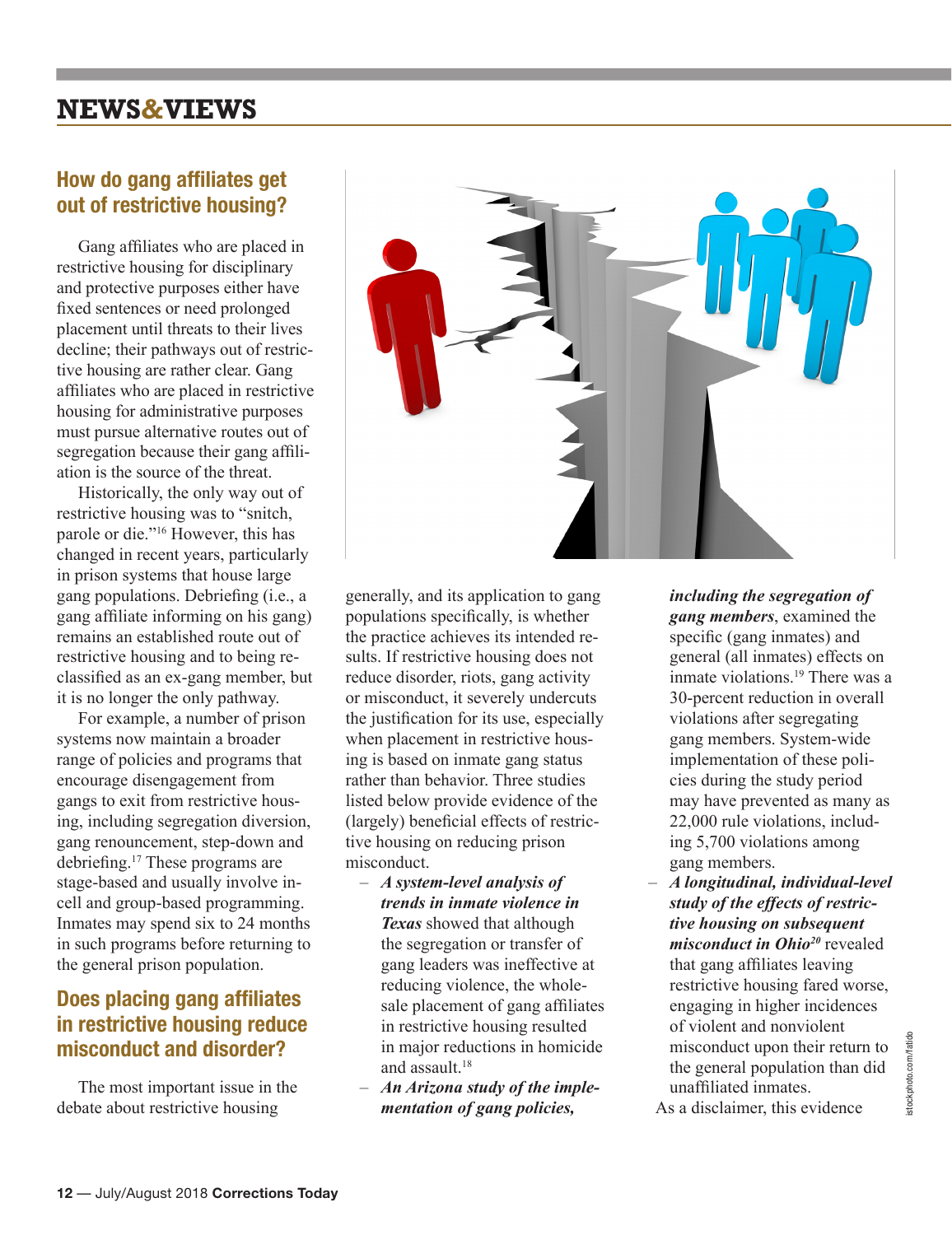## How do gang affiliates get out of restrictive housing?

Gang affiliates who are placed in restrictive housing for disciplinary and protective purposes either have fixed sentences or need prolonged placement until threats to their lives decline; their pathways out of restrictive housing are rather clear. Gang affiliates who are placed in restrictive housing for administrative purposes must pursue alternative routes out of segregation because their gang affiliation is the source of the threat.

Historically, the only way out of restrictive housing was to "snitch, parole or die."[16] However, this has changed in recent years, particularly in prison systems that house large gang populations. Debriefing (i.e., a gang affiliate informing on his gang) remains an established route out of restrictive housing and to being reclassified as an ex-gang member, but it is no longer the only pathway.

For example, a number of prison systems now maintain a broader range of policies and programs that encourage disengagement from gangs to exit from restrictive housing, including segregation diversion, gang renouncement, step-down and debriefing.[17] These programs are stage-based and usually involve in-cell and group-based programming. Inmates may spend six to 24 months in such programs before returning to the general prison population.

## Does placing gang affiliates in restrictive housing reduce misconduct and disorder?

The most important issue in the debate about restrictive housing generally, and its application to gang populations specifically, is whether the practice achieves its intended results. If restrictive housing does not reduce disorder, riots, gang activity or misconduct, it severely undercuts the justification for its use, especially when placement in restrictive housing is based on inmate gang status rather than behavior. Three studies listed below provide evidence of the (largely) beneficial effects of restrictive housing on reducing prison misconduct.

- ***A system-level analysis of trends in inmate violence in Texas*** showed that although the segregation or transfer of gang leaders was ineffective at reducing violence, the wholesale placement of gang affiliates in restrictive housing resulted in major reductions in homicide and assault.[18]
- ***An Arizona study of the implementation of gang policies, including the segregation of gang members***, examined the specific (gang inmates) and general (all inmates) effects on inmate violations.[19] There was a 30-percent reduction in overall violations after segregating gang members. System-wide implementation of these policies during the study period may have prevented as many as 22,000 rule violations, including 5,700 violations among gang members.
- ***A longitudinal, individual-level study of the effects of restrictive housing on subsequent misconduct in Ohio***[20] revealed that gang affiliates leaving restrictive housing fared worse, engaging in higher incidences of violent and nonviolent misconduct upon their return to the general population than did unaffiliated inmates.

As a disclaimer, this evidence

istockphoto.com/fatido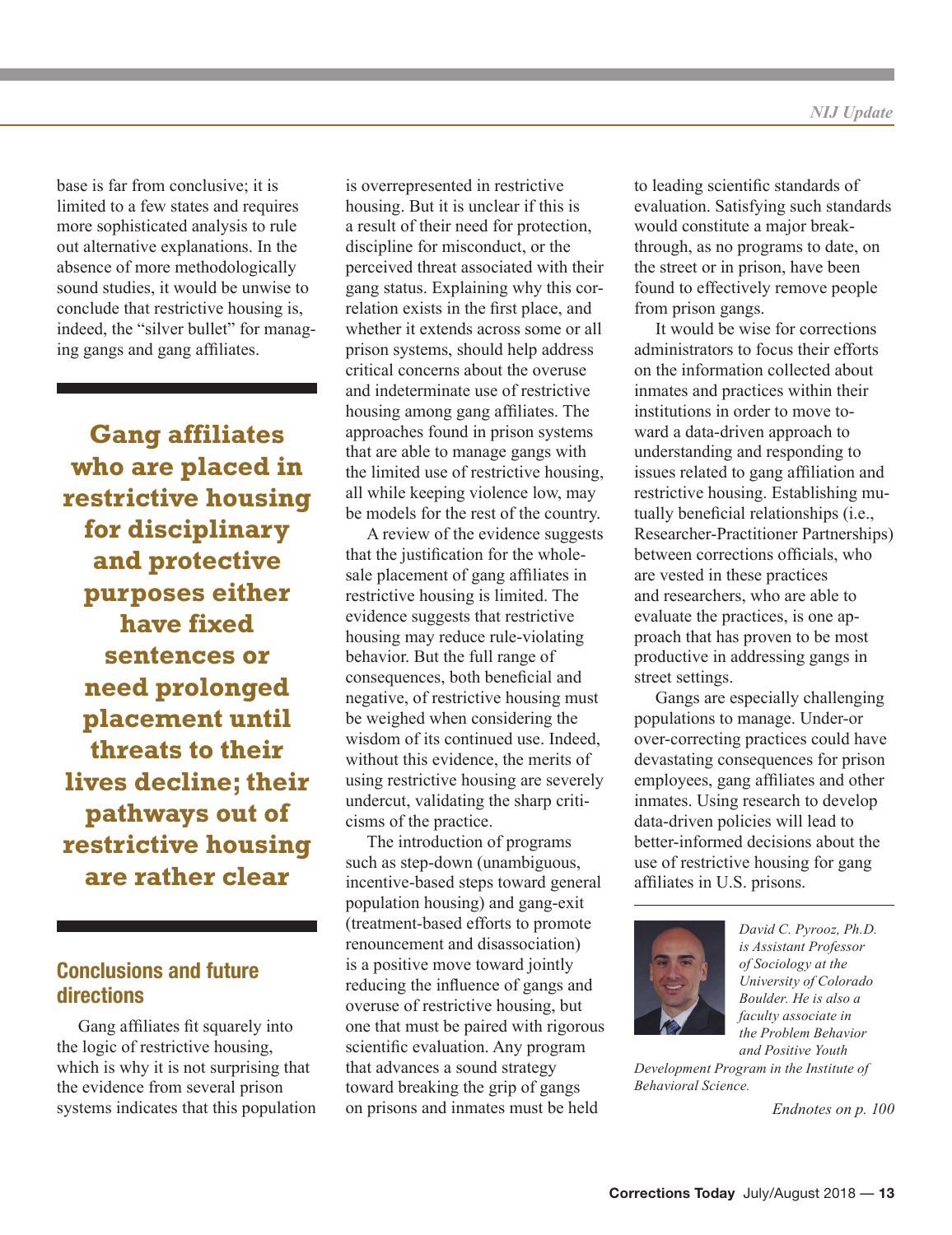base is far from conclusive; it is limited to a few states and requires more sophisticated analysis to rule out alternative explanations. In the absence of more methodologically sound studies, it would be unwise to conclude that restrictive housing is, indeed, the "silver bullet" for managing gangs and gang affiliates.

> **Gang affiliates who are placed in restrictive housing for disciplinary and protective purposes either have fixed sentences or need prolonged placement until threats to their lives decline; their pathways out of restrictive housing are rather clear**

## Conclusions and future directions

Gang affiliates fit squarely into the logic of restrictive housing, which is why it is not surprising that the evidence from several prison systems indicates that this population is overrepresented in restrictive housing. But it is unclear if this is a result of their need for protection, discipline for misconduct, or the perceived threat associated with their gang status. Explaining why this correlation exists in the first place, and whether it extends across some or all prison systems, should help address critical concerns about the overuse and indeterminate use of restrictive housing among gang affiliates. The approaches found in prison systems that are able to manage gangs with the limited use of restrictive housing, all while keeping violence low, may be models for the rest of the country.

A review of the evidence suggests that the justification for the wholesale placement of gang affiliates in restrictive housing is limited. The evidence suggests that restrictive housing may reduce rule-violating behavior. But the full range of consequences, both beneficial and negative, of restrictive housing must be weighed when considering the wisdom of its continued use. Indeed, without this evidence, the merits of using restrictive housing are severely undercut, validating the sharp criticisms of the practice.

The introduction of programs such as step-down (unambiguous, incentive-based steps toward general population housing) and gang-exit (treatment-based efforts to promote renouncement and disassociation) is a positive move toward jointly reducing the influence of gangs and overuse of restrictive housing, but one that must be paired with rigorous scientific evaluation. Any program that advances a sound strategy toward breaking the grip of gangs on prisons and inmates must be held to leading scientific standards of evaluation. Satisfying such standards would constitute a major breakthrough, as no programs to date, on the street or in prison, have been found to effectively remove people from prison gangs.

It would be wise for corrections administrators to focus their efforts on the information collected about inmates and practices within their institutions in order to move toward a data-driven approach to understanding and responding to issues related to gang affiliation and restrictive housing. Establishing mutually beneficial relationships (i.e., Researcher-Practitioner Partnerships) between corrections officials, who are vested in these practices and researchers, who are able to evaluate the practices, is one approach that has proven to be most productive in addressing gangs in street settings.

Gangs are especially challenging populations to manage. Under-or over-correcting practices could have devastating consequences for prison employees, gang affiliates and other inmates. Using research to develop data-driven policies will lead to better-informed decisions about the use of restrictive housing for gang affiliates in U.S. prisons.

---

*David C. Pyrooz, Ph.D. is Assistant Professor of Sociology at the University of Colorado Boulder. He is also a faculty associate in the Problem Behavior and Positive Youth Development Program in the Institute of Behavioral Science.*

*Endnotes on p. 100*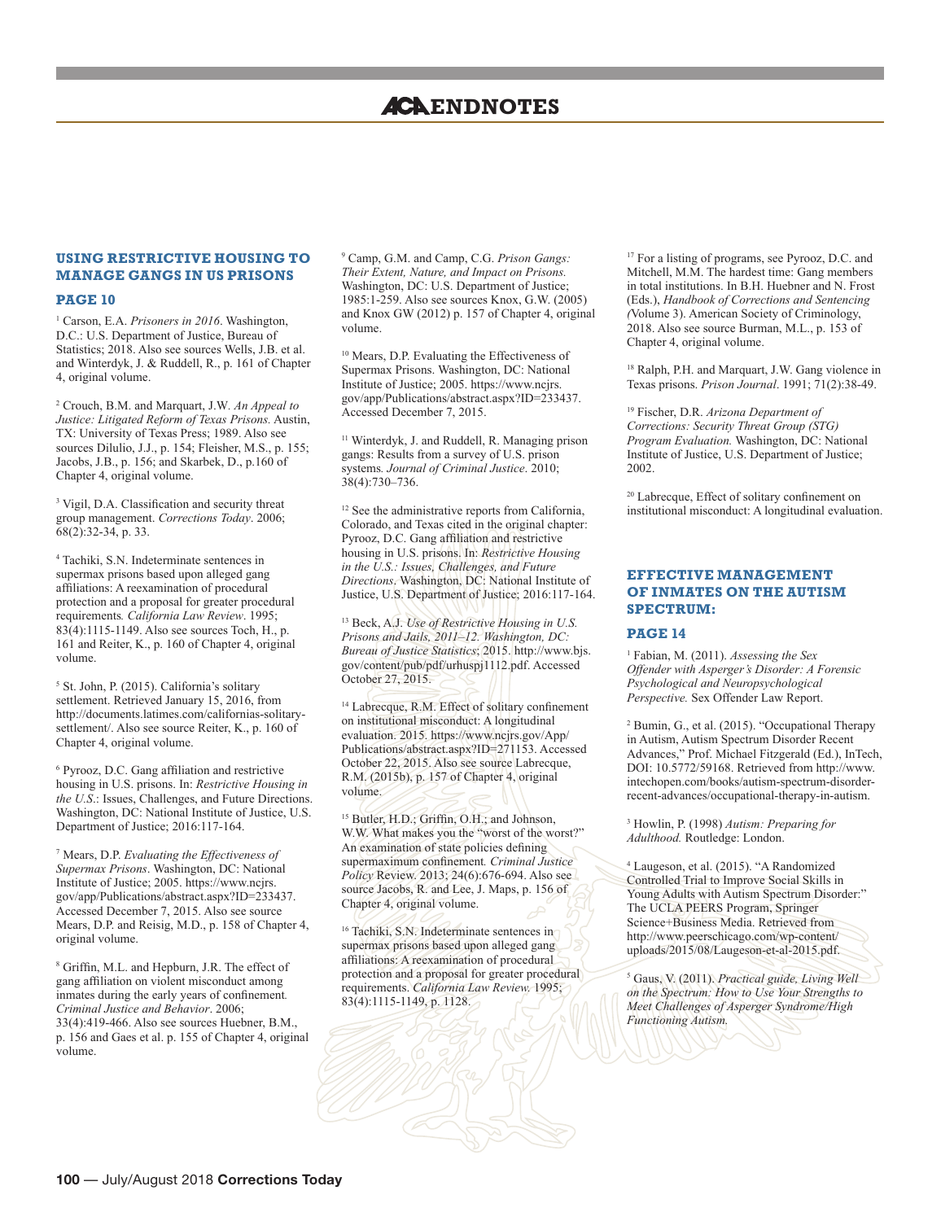# ENDNOTES

## USING RESTRICTIVE HOUSING TO MANAGE GANGS IN US PRISONS

### PAGE 10

[1] Carson, E.A. *Prisoners in 2016*. Washington, D.C.: U.S. Department of Justice, Bureau of Statistics; 2018. Also see sources Wells, J.B. et al. and Winterdyk, J. & Ruddell, R., p. 161 of Chapter 4, original volume.

[2] Crouch, B.M. and Marquart, J.W. *An Appeal to Justice: Litigated Reform of Texas Prisons.* Austin, TX: University of Texas Press; 1989. Also see sources Dilulio, J.J., p. 154; Fleisher, M.S., p. 155; Jacobs, J.B., p. 156; and Skarbek, D., p.160 of Chapter 4, original volume.

[3] Vigil, D.A. Classification and security threat group management. *Corrections Today*. 2006; 68(2):32-34, p. 33.

[4] Tachiki, S.N. Indeterminate sentences in supermax prisons based upon alleged gang affiliations: A reexamination of procedural protection and a proposal for greater procedural requirements*. California Law Review*. 1995; 83(4):1115-1149. Also see sources Toch, H., p. 161 and Reiter, K., p. 160 of Chapter 4, original volume.

[5] St. John, P. (2015). California's solitary settlement. Retrieved January 15, 2016, from http://documents.latimes.com/californias-solitary-settlement/. Also see source Reiter, K., p. 160 of Chapter 4, original volume.

[6] Pyrooz, D.C. Gang affiliation and restrictive housing in U.S. prisons. In: *Restrictive Housing in the U.S.*: Issues, Challenges, and Future Directions. Washington, DC: National Institute of Justice, U.S. Department of Justice; 2016:117-164.

[7] Mears, D.P. *Evaluating the Effectiveness of Supermax Prisons*. Washington, DC: National Institute of Justice; 2005. https://www.ncjrs.gov/app/Publications/abstract.aspx?ID=233437. Accessed December 7, 2015. Also see source Mears, D.P. and Reisig, M.D., p. 158 of Chapter 4, original volume.

[8] Griffin, M.L. and Hepburn, J.R. The effect of gang affiliation on violent misconduct among inmates during the early years of confinement*. Criminal Justice and Behavior*. 2006; 33(4):419-466. Also see sources Huebner, B.M., p. 156 and Gaes et al. p. 155 of Chapter 4, original volume.

[9] Camp, G.M. and Camp, C.G. *Prison Gangs: Their Extent, Nature, and Impact on Prisons.* Washington, DC: U.S. Department of Justice; 1985:1-259. Also see sources Knox, G.W. (2005) and Knox GW (2012) p. 157 of Chapter 4, original volume.

[10] Mears, D.P. Evaluating the Effectiveness of Supermax Prisons. Washington, DC: National Institute of Justice; 2005. https://www.ncjrs.gov/app/Publications/abstract.aspx?ID=233437. Accessed December 7, 2015.

[11] Winterdyk, J. and Ruddell, R. Managing prison gangs: Results from a survey of U.S. prison systems*. Journal of Criminal Justice*. 2010; 38(4):730–736.

[12] See the administrative reports from California, Colorado, and Texas cited in the original chapter: Pyrooz, D.C. Gang affiliation and restrictive housing in U.S. prisons. In: *Restrictive Housing in the U.S.: Issues, Challenges, and Future Directions*. Washington, DC: National Institute of Justice, U.S. Department of Justice; 2016:117-164.

[13] Beck, A.J. *Use of Restrictive Housing in U.S. Prisons and Jails, 2011–12. Washington, DC: Bureau of Justice Statistics*; 2015. http://www.bjs.gov/content/pub/pdf/urhuspj1112.pdf. Accessed October 27, 2015.

[14] Labrecque, R.M. Effect of solitary confinement on institutional misconduct: A longitudinal evaluation. 2015. https://www.ncjrs.gov/App/Publications/abstract.aspx?ID=271153. Accessed October 22, 2015. Also see source Labrecque, R.M. (2015b), p. 157 of Chapter 4, original volume.

[15] Butler, H.D.; Griffin, O.H.; and Johnson, W.W. What makes you the "worst of the worst?" An examination of state policies defining supermaximum confinement*. Criminal Justice Policy* Review. 2013; 24(6):676-694. Also see source Jacobs, R. and Lee, J. Maps, p. 156 of Chapter 4, original volume.

[16] Tachiki, S.N. Indeterminate sentences in supermax prisons based upon alleged gang affiliations: A reexamination of procedural protection and a proposal for greater procedural requirements. *California Law Review.* 1995; 83(4):1115-1149, p. 1128.

[17] For a listing of programs, see Pyrooz, D.C. and Mitchell, M.M. The hardest time: Gang members in total institutions. In B.H. Huebner and N. Frost (Eds.), *Handbook of Corrections and Sentencing (*Volume 3). American Society of Criminology, 2018. Also see source Burman, M.L., p. 153 of Chapter 4, original volume.

[18] Ralph, P.H. and Marquart, J.W. Gang violence in Texas prisons. *Prison Journal*. 1991; 71(2):38-49.

[19] Fischer, D.R. *Arizona Department of Corrections: Security Threat Group (STG) Program Evaluation.* Washington, DC: National Institute of Justice, U.S. Department of Justice; 2002.

[20] Labrecque, Effect of solitary confinement on institutional misconduct: A longitudinal evaluation.

## EFFECTIVE MANAGEMENT OF INMATES ON THE AUTISM SPECTRUM:

### PAGE 14

[1] Fabian, M. (2011). *Assessing the Sex Offender with Asperger's Disorder: A Forensic Psychological and Neuropsychological Perspective.* Sex Offender Law Report.

[2] Bumin, G., et al. (2015). "Occupational Therapy in Autism, Autism Spectrum Disorder Recent Advances," Prof. Michael Fitzgerald (Ed.), InTech, DOI: 10.5772/59168. Retrieved from http://www.intechopen.com/books/autism-spectrum-disorder-recent-advances/occupational-therapy-in-autism.

[3] Howlin, P. (1998) *Autism: Preparing for Adulthood.* Routledge: London.

[4] Laugeson, et al. (2015). "A Randomized Controlled Trial to Improve Social Skills in Young Adults with Autism Spectrum Disorder:" The UCLA PEERS Program, Springer Science+Business Media. Retrieved from http://www.peerschicago.com/wp-content/uploads/2015/08/Laugeson-et-al-2015.pdf.

[5] Gaus, V. (2011). *Practical guide, Living Well on the Spectrum: How to Use Your Strengths to Meet Challenges of Asperger Syndrome/High Functioning Autism.*